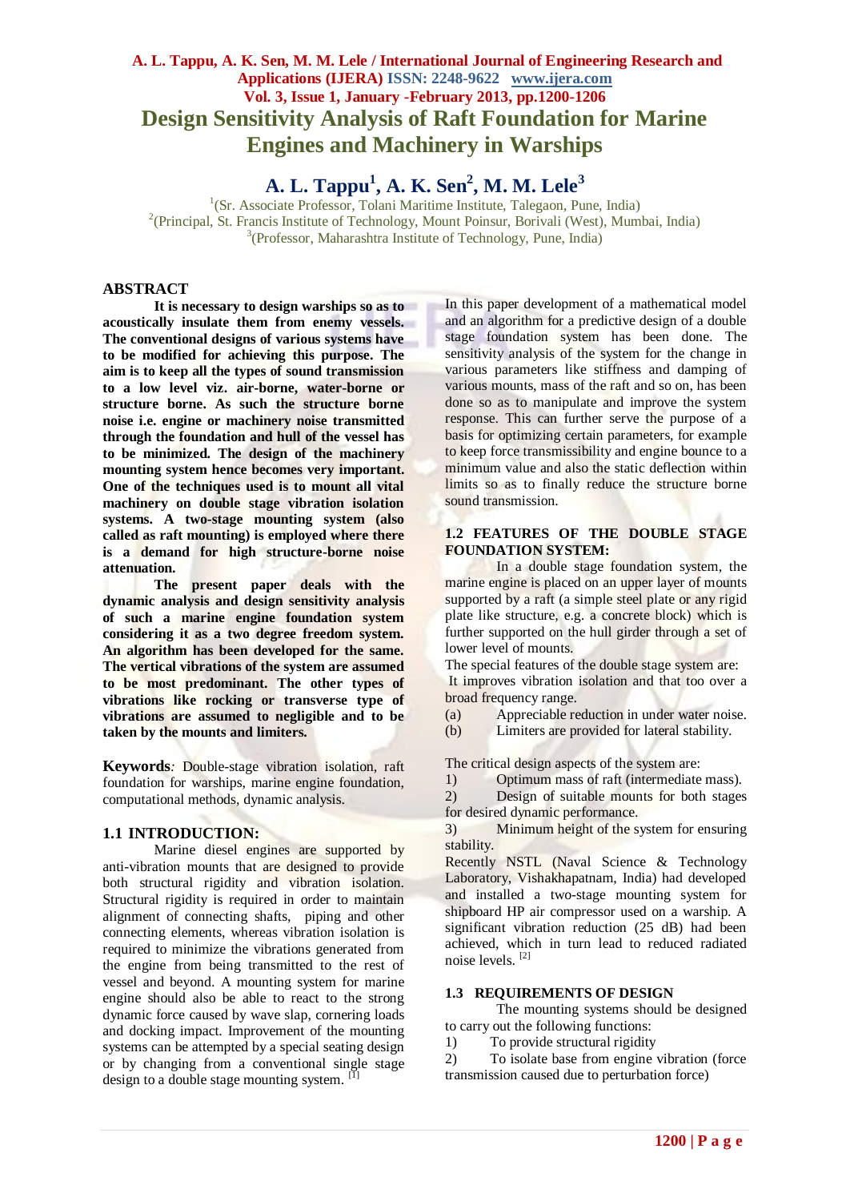# Design Sensitivity Analysis of Raft Foundation for Marine Engines and Machinery in Warships

**A. L. Tappu[1], A. K. Sen[2], M. M. Lele[3]**

[1](Sr. Associate Professor, Tolani Maritime Institute, Talegaon, Pune, India)
[2](Principal, St. Francis Institute of Technology, Mount Poinsur, Borivali (West), Mumbai, India)
[3](Professor, Maharashtra Institute of Technology, Pune, India)

## ABSTRACT

**It is necessary to design warships so as to acoustically insulate them from enemy vessels. The conventional designs of various systems have to be modified for achieving this purpose. The aim is to keep all the types of sound transmission to a low level viz. air-borne, water-borne or structure borne. As such the structure borne noise i.e. engine or machinery noise transmitted through the foundation and hull of the vessel has to be minimized. The design of the machinery mounting system hence becomes very important. One of the techniques used is to mount all vital machinery on double stage vibration isolation systems. A two-stage mounting system (also called as raft mounting) is employed where there is a demand for high structure-borne noise attenuation.**

**The present paper deals with the dynamic analysis and design sensitivity analysis of such a marine engine foundation system considering it as a two degree freedom system. An algorithm has been developed for the same. The vertical vibrations of the system are assumed to be most predominant. The other types of vibrations like rocking or transverse type of vibrations are assumed to negligible and to be taken by the mounts and limiters.**

**Keywords***:* Double-stage vibration isolation, raft foundation for warships, marine engine foundation, computational methods, dynamic analysis.

## 1.1 INTRODUCTION:

Marine diesel engines are supported by anti-vibration mounts that are designed to provide both structural rigidity and vibration isolation. Structural rigidity is required in order to maintain alignment of connecting shafts, piping and other connecting elements, whereas vibration isolation is required to minimize the vibrations generated from the engine from being transmitted to the rest of vessel and beyond. A mounting system for marine engine should also be able to react to the strong dynamic force caused by wave slap, cornering loads and docking impact. Improvement of the mounting systems can be attempted by a special seating design or by changing from a conventional single stage design to a double stage mounting system. [1]

In this paper development of a mathematical model and an algorithm for a predictive design of a double stage foundation system has been done. The sensitivity analysis of the system for the change in various parameters like stiffness and damping of various mounts, mass of the raft and so on, has been done so as to manipulate and improve the system response. This can further serve the purpose of a basis for optimizing certain parameters, for example to keep force transmissibility and engine bounce to a minimum value and also the static deflection within limits so as to finally reduce the structure borne sound transmission.

## 1.2 FEATURES OF THE DOUBLE STAGE FOUNDATION SYSTEM:

In a double stage foundation system, the marine engine is placed on an upper layer of mounts supported by a raft (a simple steel plate or any rigid plate like structure, e.g. a concrete block) which is further supported on the hull girder through a set of lower level of mounts.

The special features of the double stage system are:

It improves vibration isolation and that too over a broad frequency range.

(a) Appreciable reduction in under water noise.
(b) Limiters are provided for lateral stability.

The critical design aspects of the system are:

1) Optimum mass of raft (intermediate mass).
2) Design of suitable mounts for both stages for desired dynamic performance.
3) Minimum height of the system for ensuring stability.

Recently NSTL (Naval Science & Technology Laboratory, Vishakhapatnam, India) had developed and installed a two-stage mounting system for shipboard HP air compressor used on a warship. A significant vibration reduction (25 dB) had been achieved, which in turn lead to reduced radiated noise levels. [2]

## 1.3 REQUIREMENTS OF DESIGN

The mounting systems should be designed to carry out the following functions:

1) To provide structural rigidity
2) To isolate base from engine vibration (force transmission caused due to perturbation force)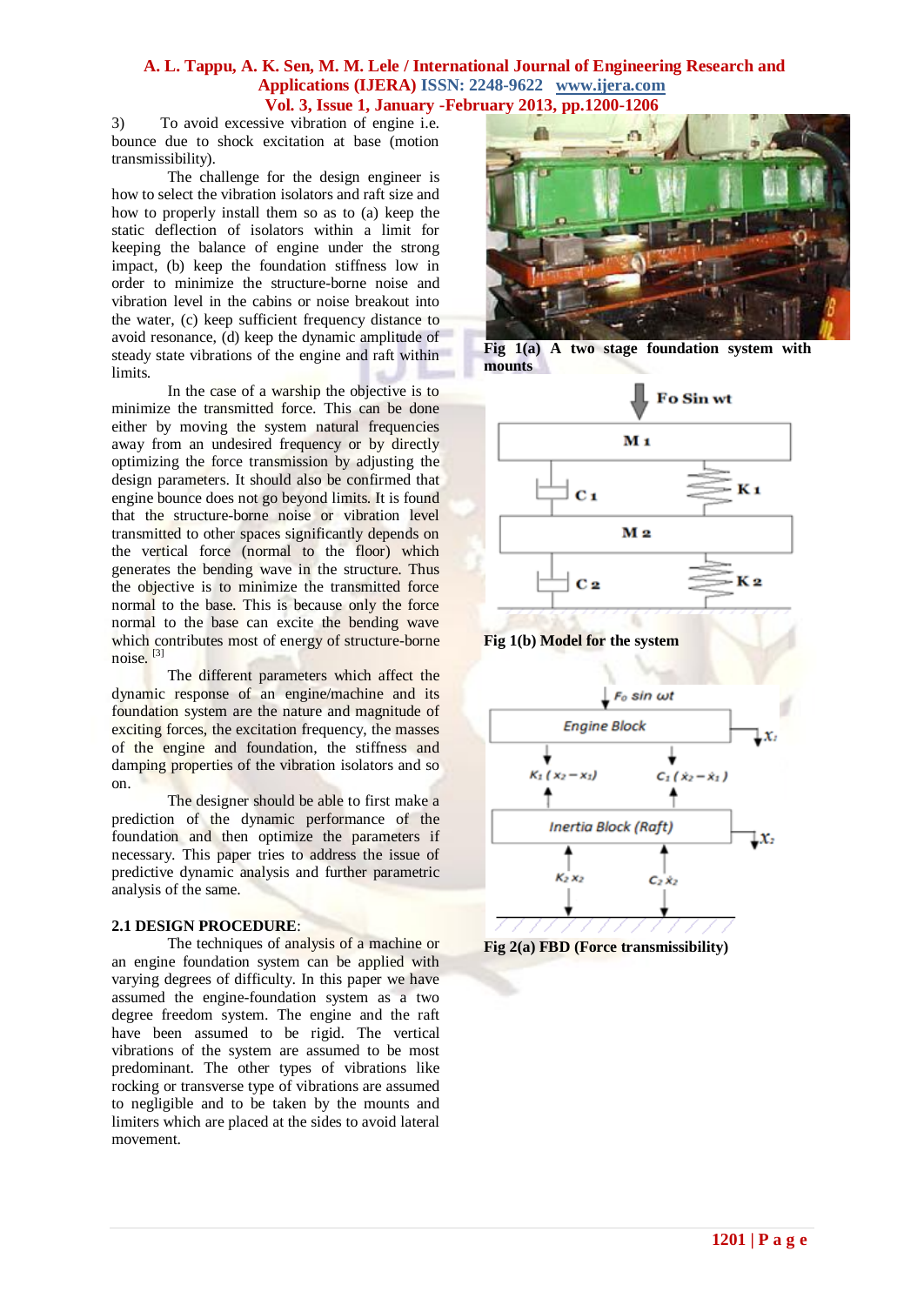3) To avoid excessive vibration of engine i.e. bounce due to shock excitation at base (motion transmissibility).

The challenge for the design engineer is how to select the vibration isolators and raft size and how to properly install them so as to (a) keep the static deflection of isolators within a limit for keeping the balance of engine under the strong impact, (b) keep the foundation stiffness low in order to minimize the structure-borne noise and vibration level in the cabins or noise breakout into the water, (c) keep sufficient frequency distance to avoid resonance, (d) keep the dynamic amplitude of steady state vibrations of the engine and raft within limits.

In the case of a warship the objective is to minimize the transmitted force. This can be done either by moving the system natural frequencies away from an undesired frequency or by directly optimizing the force transmission by adjusting the design parameters. It should also be confirmed that engine bounce does not go beyond limits. It is found that the structure-borne noise or vibration level transmitted to other spaces significantly depends on the vertical force (normal to the floor) which generates the bending wave in the structure. Thus the objective is to minimize the transmitted force normal to the base. This is because only the force normal to the base can excite the bending wave which contributes most of energy of structure-borne noise. [3]

The different parameters which affect the dynamic response of an engine/machine and its foundation system are the nature and magnitude of exciting forces, the excitation frequency, the masses of the engine and foundation, the stiffness and damping properties of the vibration isolators and so on.

The designer should be able to first make a prediction of the dynamic performance of the foundation and then optimize the parameters if necessary. This paper tries to address the issue of predictive dynamic analysis and further parametric analysis of the same.

**2.1 DESIGN PROCEDURE**:

The techniques of analysis of a machine or an engine foundation system can be applied with varying degrees of difficulty. In this paper we have assumed the engine-foundation system as a two degree freedom system. The engine and the raft have been assumed to be rigid. The vertical vibrations of the system are assumed to be most predominant. The other types of vibrations like rocking or transverse type of vibrations are assumed to negligible and to be taken by the mounts and limiters which are placed at the sides to avoid lateral movement.

**Fig 1(a) A two stage foundation system with mounts**

**Fig 1(b) Model for the system**

**Fig 2(a) FBD (Force transmissibility)**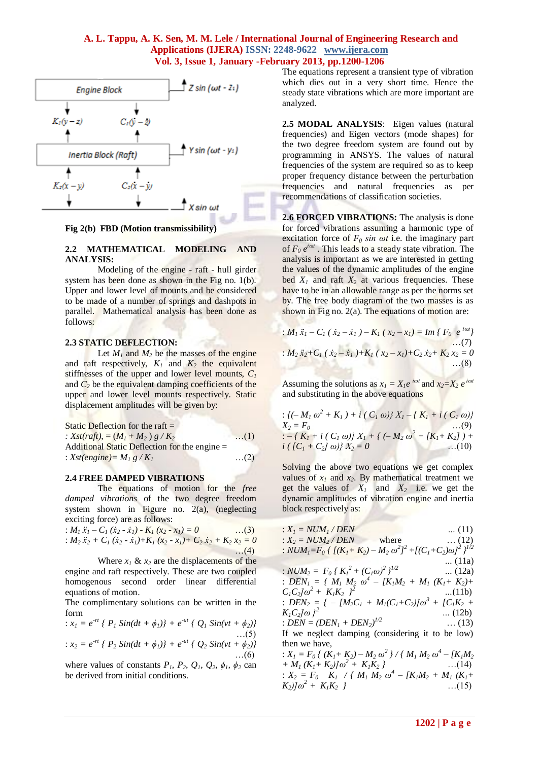Fig 2(b) FBD (Motion transmissibility)

## 2.2 MATHEMATICAL MODELING AND ANALYSIS:

Modeling of the engine - raft - hull girder system has been done as shown in the Fig no. 1(b). Upper and lower level of mounts and be considered to be made of a number of springs and dashpots in parallel. Mathematical analysis has been done as follows:

## 2.3 STATIC DEFLECTION:

Let $M_1$ and $M_2$ be the masses of the engine and raft respectively, $K_1$ and $K_2$ the equivalent stiffnesses of the upper and lower level mounts, $C_1$ and $C_2$ be the equivalent damping coefficients of the upper and lower level mounts respectively. Static displacement amplitudes will be given by:

Static Deflection for the raft =

$$Xst(raft) = (M_1 + M_2)\, g / K_2 \quad \ldots(1)$$

Additional Static Deflection for the engine =

$$Xst(engine) = M_1\, g / K_1 \quad \ldots(2)$$

## 2.4 FREE DAMPED VIBRATIONS

The equations of motion for the *free damped vibrations* of the two degree freedom system shown in Figure no. 2(a), (neglecting exciting force) are as follows:

$$M_1 \ddot{x}_1 - C_1 (\dot{x}_2 - \dot{x}_1) - K_1 (x_2 - x_1) = 0 \quad \ldots(3)$$

$$M_2 \ddot{x}_2 + C_1 (\dot{x}_2 - \dot{x}_1) + K_1 (x_2 - x_1) + C_2 \dot{x}_2 + K_2 x_2 = 0 \quad \ldots(4)$$

Where $x_1$ & $x_2$ are the displacements of the engine and raft respectively. These are two coupled homogenous second order linear differential equations of motion.

The complimentary solutions can be written in the form

$$x_1 = e^{-rt} \{ P_1 \sin(dt + \phi_1)\} + e^{-ut} \{ Q_1 \sin(vt + \phi_2)\} \quad \ldots(5)$$

$$x_2 = e^{-rt} \{ P_2 \sin(dt + \phi_1)\} + e^{-ut} \{ Q_2 \sin(vt + \phi_2)\} \quad \ldots(6)$$

where values of constants $P_1$, $P_2$, $Q_1$, $Q_2$, $\phi_1$, $\phi_2$ can be derived from initial conditions.

The equations represent a transient type of vibration which dies out in a very short time. Hence the steady state vibrations which are more important are analyzed.

## 2.5 MODAL ANALYSIS:

Eigen values (natural frequencies) and Eigen vectors (mode shapes) for the two degree freedom system are found out by programming in ANSYS. The values of natural frequencies of the system are required so as to keep proper frequency distance between the perturbation frequencies and natural frequencies as per recommendations of classification societies.

## 2.6 FORCED VIBRATIONS:

The analysis is done for forced vibrations assuming a harmonic type of excitation force of $F_0 \sin \omega t$ i.e. the imaginary part of $F_0 e^{i\omega t}$. This leads to a steady state vibration. The analysis is important as we are interested in getting the values of the dynamic amplitudes of the engine bed $X_1$ and raft $X_2$ at various frequencies. These have to be in an allowable range as per the norms set by. The free body diagram of the two masses is as shown in Fig no. 2(a). The equations of motion are:

$$M_1 \ddot{x}_1 - C_1 (\dot{x}_2 - \dot{x}_1) - K_1 (x_2 - x_1) = Im\{ F_0\, e^{i\omega t}\} \quad \ldots(7)$$

$$M_2 \ddot{x}_2 + C_1 (\dot{x}_2 - \dot{x}_1) + K_1 (x_2 - x_1) + C_2 \dot{x}_2 + K_2 x_2 = 0 \quad \ldots(8)$$

Assuming the solutions as $x_1 = X_1 e^{i\omega t}$ and $x_2 = X_2\, e^{i\omega t}$ and substituting in the above equations

$$\{(-M_1 \omega^2 + K_1) + i (C_1 \omega)\} X_1 - \{ K_1 + i (C_1 \omega)\} X_2 = F_0 \quad \ldots(9)$$

$$-\{ K_1 + i (C_1 \omega)\} X_1 + \{ (-M_2 \omega^2 + [K_1 + K_2]) + i ([C_1 + C_2] \omega)\} X_2 = 0 \quad \ldots(10)$$

Solving the above two equations we get complex values of $x_1$ and $x_2$. By mathematical treatment we get the values of $X_1$ and $X_2$ i.e. we get the dynamic amplitudes of vibration engine and inertia block respectively as:

$$X_1 = NUM_1 / DEN \quad \ldots(11)$$

$$X_2 = NUM_2 / DEN \quad \text{where} \quad \ldots(12)$$

$$NUM_1 = F_0 \{ [(K_1 + K_2) - M_2 \omega^2]^2 + [(C_1 + C_2)\omega]^2 \}^{1/2} \quad \ldots(11a)$$

$$NUM_2 = F_0 \{ K_1^2 + (C_1 \omega)^2 \}^{1/2} \quad \ldots(12a)$$

$$DEN_1 = \{ M_1 M_2 \omega^4 - [K_1 M_2 + M_1 (K_1 + K_2) + C_1 C_2]\omega^2 + K_1 K_2 \}^2 \quad \ldots(11b)$$

$$DEN_2 = \{ -[M_2 C_1 + M_1 (C_1 + C_2)]\omega^3 + [C_1 K_2 + K_1 C_2]\omega \}^2 \quad \ldots(12b)$$

$$DEN = (DEN_1 + DEN_2)^{1/2} \quad \ldots(13)$$

If we neglect damping (considering it to be low) then we have,

$$X_1 = F_0 \{ (K_1 + K_2) - M_2 \omega^2 \} / \{ M_1 M_2 \omega^4 - [K_1 M_2 + M_1 (K_1 + K_2)]\omega^2 + K_1 K_2 \} \quad \ldots(14)$$

$$X_2 = F_0 \quad K_1 \quad / \{ M_1 M_2 \omega^4 - [K_1 M_2 + M_1 (K_1 + K_2)]\omega^2 + K_1 K_2 \} \quad \ldots(15)$$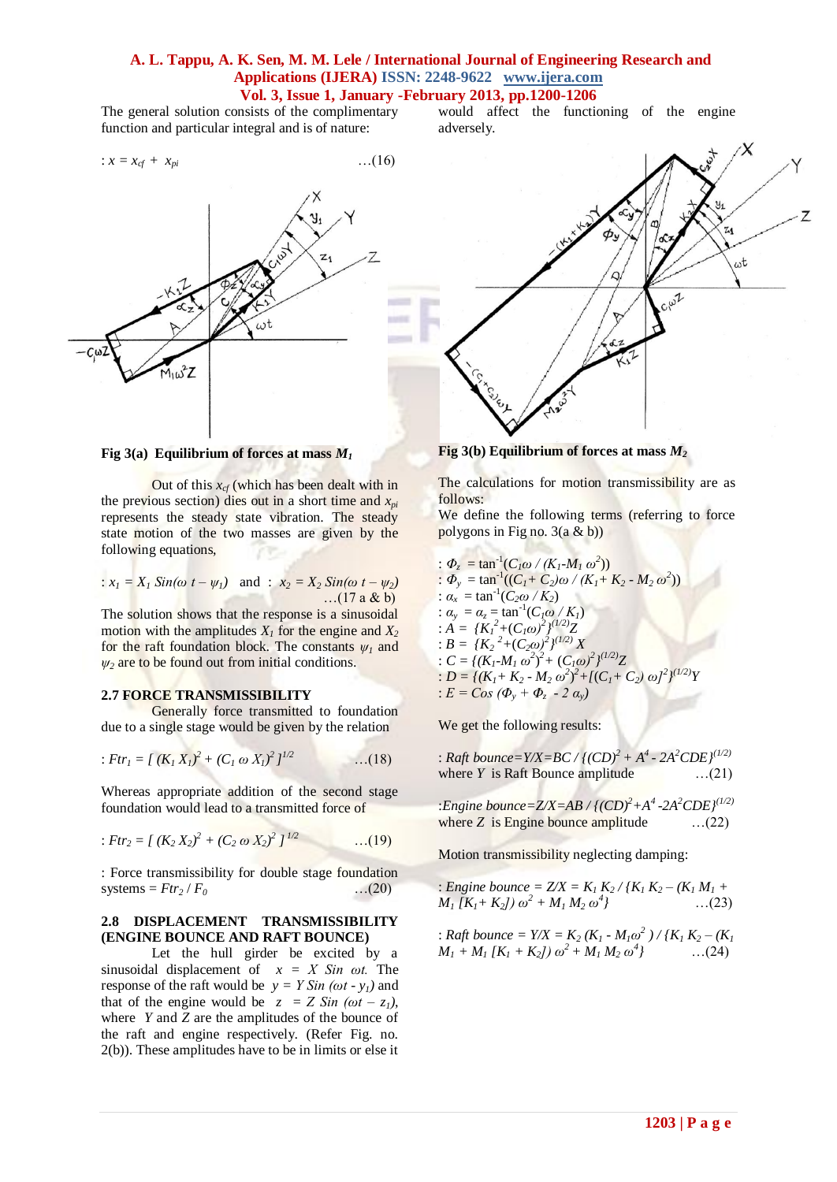The general solution consists of the complimentary function and particular integral and is of nature:

$$: x = x_{cf} + x_{pi} \quad \ldots(16)$$

Fig 3(a) Equilibrium of forces at mass $M_1$

Out of this $x_{cf}$ (which has been dealt with in the previous section) dies out in a short time and $x_{pi}$ represents the steady state vibration. The steady state motion of the two masses are given by the following equations,

$$: x_1 = X_1 \, Sin(\omega \, t - \psi_1) \text{ and } : x_2 = X_2 \, Sin(\omega \, t - \psi_2) \quad \ldots(17 \text{ a \& b})$$

The solution shows that the response is a sinusoidal motion with the amplitudes $X_1$ for the engine and $X_2$ for the raft foundation block. The constants $\psi_1$ and $\psi_2$ are to be found out from initial conditions.

## 2.7 FORCE TRANSMISSIBILITY

Generally force transmitted to foundation due to a single stage would be given by the relation

$$: Ftr_1 = [\,(K_1 X_1)^2 + (C_1 \, \omega \, X_1)^2\,]^{1/2} \quad \ldots(18)$$

Whereas appropriate addition of the second stage foundation would lead to a transmitted force of

$$: Ftr_2 = [\,(K_2 X_2)^2 + (C_2 \, \omega \, X_2)^2\,]^{1/2} \quad \ldots(19)$$

: Force transmissibility for double stage foundation systems = $Ftr_2 / F_0$ …(20)

## 2.8 DISPLACEMENT TRANSMISSIBILITY (ENGINE BOUNCE AND RAFT BOUNCE)

Let the hull girder be excited by a sinusoidal displacement of $x = X \, Sin \, \omega t$. The response of the raft would be $y = Y \, Sin \, (\omega t - y_1)$ and that of the engine would be $z = Z \, Sin \, (\omega t - z_1)$, where $Y$ and $Z$ are the amplitudes of the bounce of the raft and engine respectively. (Refer Fig. no. 2(b)). These amplitudes have to be in limits or else it would affect the functioning of the engine adversely.

Fig 3(b) Equilibrium of forces at mass $M_2$

The calculations for motion transmissibility are as follows:

We define the following terms (referring to force polygons in Fig no. 3(a & b))

$: \Phi_z = \tan^{-1}(C_1\omega / (K_1 - M_1 \, \omega^2))$

$: \Phi_y = \tan^{-1}((C_1 + C_2)\omega / (K_1 + K_2 - M_2 \, \omega^2))$

$: \alpha_x = \tan^{-1}(C_2\omega / K_2)$

$: \alpha_y = \alpha_z = \tan^{-1}(C_1\omega / K_1)$

$: A = \{K_1^{\,2} + (C_1\omega)^2\}^{(1/2)} Z$

$: B = \{K_2^{\,2} + (C_2\omega)^2\}^{(1/2)} X$

$: C = \{(K_1 - M_1 \, \omega^2)^2 + (C_1\omega)^2\}^{(1/2)} Z$

$: D = \{(K_1 + K_2 - M_2 \, \omega^2)^2 + [(C_1 + C_2) \, \omega]^2\}^{(1/2)} Y$

$: E = Cos \, (\Phi_y + \Phi_z - 2 \, \alpha_y)$

We get the following results:

$: Raft \; bounce = Y/X = BC / \{(CD)^2 + A^4 - 2A^2CDE\}^{(1/2)}$
where $Y$ is Raft Bounce amplitude …(21)

$: Engine \; bounce = Z/X = AB / \{(CD)^2 + A^4 - 2A^2CDE\}^{(1/2)}$
where $Z$ is Engine bounce amplitude …(22)

Motion transmissibility neglecting damping:

$$: Engine \; bounce = Z/X = K_1 K_2 / \{K_1 K_2 - (K_1 M_1 + M_1 [K_1 + K_2]) \, \omega^2 + M_1 M_2 \, \omega^4\} \quad \ldots(23)$$

$$: Raft \; bounce = Y/X = K_2 \, (K_1 - M_1\omega^2) / \{K_1 K_2 - (K_1 M_1 + M_1 [K_1 + K_2]) \, \omega^2 + M_1 M_2 \, \omega^4\} \quad \ldots(24)$$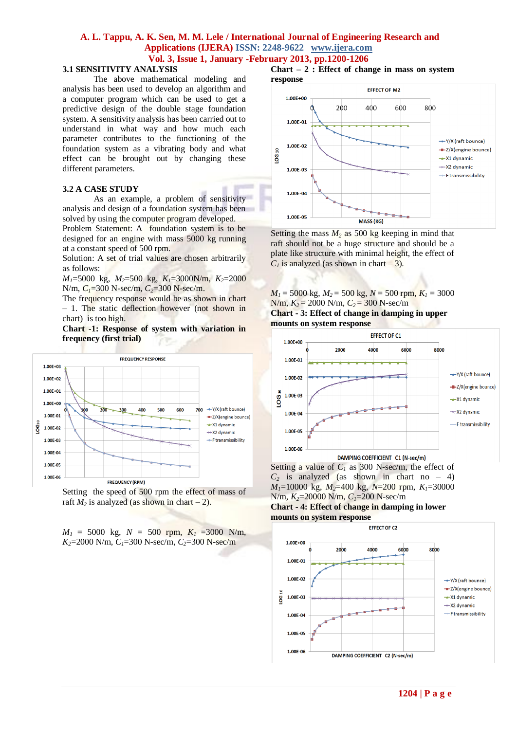### 3.1 SENSITIVITY ANALYSIS

The above mathematical modeling and analysis has been used to develop an algorithm and a computer program which can be used to get a predictive design of the double stage foundation system. A sensitivity analysis has been carried out to understand in what way and how much each parameter contributes to the functioning of the foundation system as a vibrating body and what effect can be brought out by changing these different parameters.

### 3.2 A CASE STUDY

As an example, a problem of sensitivity analysis and design of a foundation system has been solved by using the computer program developed.

Problem Statement: A foundation system is to be designed for an engine with mass 5000 kg running at a constant speed of 500 rpm.

Solution: A set of trial values are chosen arbitrarily as follows:

$M_1$=5000 kg, $M_2$=500 kg, $K_1$=3000N/m, $K_2$=2000 N/m, $C_1$=300 N-sec/m, $C_2$=300 N-sec/m.

The frequency response would be as shown in chart – 1. The static deflection however (not shown in chart) is too high.

**Chart -1: Response of system with variation in frequency (first trial)**

Setting the speed of 500 rpm the effect of mass of raft $M_2$ is analyzed (as shown in chart – 2).

$M_1$ = 5000 kg, $N$ = 500 rpm, $K_1$ =3000 N/m, $K_2$=2000 N/m, $C_1$=300 N-sec/m, $C_2$=300 N-sec/m

**Chart – 2 : Effect of change in mass on system response**

Setting the mass $M_2$ as 500 kg keeping in mind that raft should not be a huge structure and should be a plate like structure with minimal height, the effect of $C_1$ is analyzed (as shown in chart – 3).

$M_1$ = 5000 kg, $M_2$ = 500 kg, $N$ = 500 rpm, $K_1$ = 3000 N/m, $K_2$ = 2000 N/m, $C_2$ = 300 N-sec/m

**Chart - 3: Effect of change in damping in upper mounts on system response**

Setting a value of $C_1$ as 300 N-sec/m, the effect of $C_2$ is analyzed (as shown in chart no – 4)

$M_1$=10000 kg, $M_2$=400 kg, $N$=200 rpm, $K_1$=30000 N/m, $K_2$=20000 N/m, $C_1$=200 N-sec/m

**Chart - 4: Effect of change in damping in lower mounts on system response**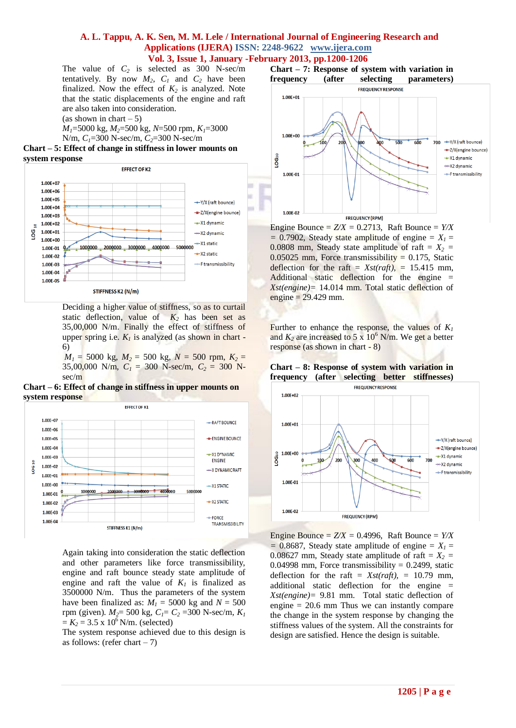The value of $C_2$ is selected as 300 N-sec/m tentatively. By now $M_2$, $C_1$ and $C_2$ have been finalized. Now the effect of $K_2$ is analyzed. Note that the static displacements of the engine and raft are also taken into consideration.

(as shown in chart – 5)

$M_1$=5000 kg, $M_2$=500 kg, $N$=500 rpm, $K_1$=3000 N/m, $C_1$=300 N-sec/m, $C_2$=300 N-sec/m

**Chart – 5: Effect of change in stiffness in lower mounts on system response**

Deciding a higher value of stiffness, so as to curtail static deflection, value of $K_2$ has been set as 35,00,000 N/m. Finally the effect of stiffness of upper spring i.e. $K_1$ is analyzed (as shown in chart - 6)

$M_1$ = 5000 kg, $M_2$ = 500 kg, $N$ = 500 rpm, $K_2$ = 35,00,000 N/m, $C_1$ = 300 N-sec/m, $C_2$ = 300 N-sec/m

**Chart – 6: Effect of change in stiffness in upper mounts on system response**

Again taking into consideration the static deflection and other parameters like force transmissibility, engine and raft bounce steady state amplitude of engine and raft the value of $K_1$ is finalized as 3500000 N/m. Thus the parameters of the system have been finalized as: $M_1$ = 5000 kg and $N$ = 500 rpm (given). $M_2$= 500 kg, $C_1$= $C_2$ =300 N-sec/m, $K_1$ = $K_2$ = 3.5 x $10^6$ N/m. (selected)

The system response achieved due to this design is as follows: (refer chart – 7)

**Chart – 7: Response of system with variation in frequency (after selecting parameters)**

Engine Bounce = $Z/X$ = 0.2713, Raft Bounce = $Y/X$ = 0.7902, Steady state amplitude of engine = $X_1$ = 0.0808 mm, Steady state amplitude of raft = $X_2$ = 0.05025 mm, Force transmissibility = 0.175, Static deflection for the raft = $Xst(raft)$, = 15.415 mm, Additional static deflection for the engine = $Xst(engine)$= 14.014 mm. Total static deflection of engine = 29.429 mm.

Further to enhance the response, the values of $K_1$ and $K_2$ are increased to 5 x $10^6$ N/m. We get a better response (as shown in chart - 8)

**Chart – 8: Response of system with variation in frequency (after selecting better stiffnesses)**

Engine Bounce = $Z/X$ = 0.4996, Raft Bounce = $Y/X$ = 0.8687, Steady state amplitude of engine = $X_1$ = 0.08627 mm, Steady state amplitude of raft = $X_2$ = 0.04998 mm, Force transmissibility = 0.2499, static deflection for the raft = $Xst(raft)$, = 10.79 mm, additional static deflection for the engine $Xst(engine)$= 9.81 mm. Total static deflection of engine = 20.6 mm Thus we can instantly compare the change in the system response by changing the stiffness values of the system. All the constraints for design are satisfied. Hence the design is suitable.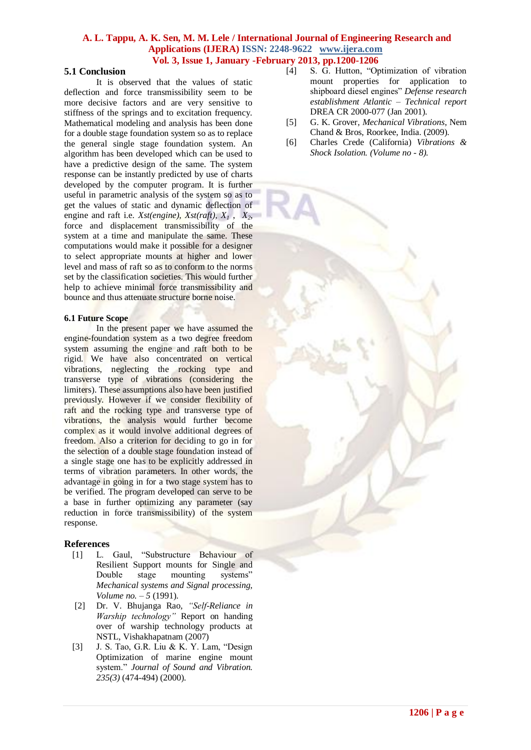## 5.1 Conclusion

It is observed that the values of static deflection and force transmissibility seem to be more decisive factors and are very sensitive to stiffness of the springs and to excitation frequency. Mathematical modeling and analysis has been done for a double stage foundation system so as to replace the general single stage foundation system. An algorithm has been developed which can be used to have a predictive design of the same. The system response can be instantly predicted by use of charts developed by the computer program. It is further useful in parametric analysis of the system so as to get the values of static and dynamic deflection of engine and raft i.e. *Xst(engine), Xst(raft),* $X_1$, $X_2$, force and displacement transmissibility of the system at a time and manipulate the same. These computations would make it possible for a designer to select appropriate mounts at higher and lower level and mass of raft so as to conform to the norms set by the classification societies. This would further help to achieve minimal force transmissibility and bounce and thus attenuate structure borne noise.

## 6.1 Future Scope

In the present paper we have assumed the engine-foundation system as a two degree freedom system assuming the engine and raft both to be rigid. We have also concentrated on vertical vibrations, neglecting the rocking type and transverse type of vibrations (considering the limiters). These assumptions also have been justified previously. However if we consider flexibility of raft and the rocking type and transverse type of vibrations, the analysis would further become complex as it would involve additional degrees of freedom. Also a criterion for deciding to go in for the selection of a double stage foundation instead of a single stage one has to be explicitly addressed in terms of vibration parameters. In other words, the advantage in going in for a two stage system has to be verified. The program developed can serve to be a base in further optimizing any parameter (say reduction in force transmissibility) of the system response.

## References

[1] L. Gaul, "Substructure Behaviour of Resilient Support mounts for Single and Double stage mounting systems" *Mechanical systems and Signal processing, Volume no. – 5* (1991).

[2] Dr. V. Bhujanga Rao, *"Self-Reliance in Warship technology"* Report on handing over of warship technology products at NSTL, Vishakhapatnam (2007)

[3] J. S. Tao, G.R. Liu & K. Y. Lam, "Design Optimization of marine engine mount system." *Journal of Sound and Vibration. 235(3)* (474-494) (2000).

[4] S. G. Hutton, "Optimization of vibration mount properties for application to shipboard diesel engines" *Defense research establishment Atlantic – Technical report* DREA CR 2000-077 (Jan 2001).

[5] G. K. Grover, *Mechanical Vibrations*, Nem Chand & Bros, Roorkee, India. (2009).

[6] Charles Crede (California) *Vibrations & Shock Isolation. (Volume no - 8).*